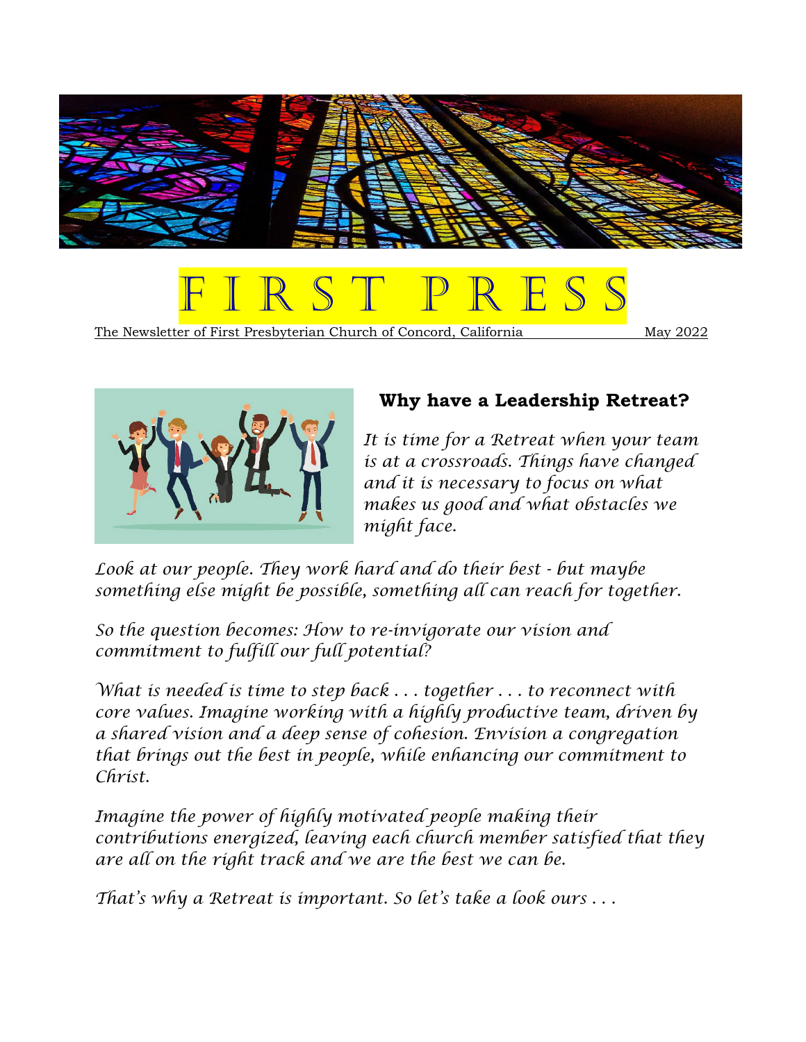# F I R S T P R E S S

The Newsletter of First Presbyterian Church of Concord, California May 2022

## Why have a Leadership Retreat?

*It is time for a Retreat when your team is at a crossroads. Things have changed and it is necessary to focus on what makes us good and what obstacles we might face.*

*Look at our people. They work hard and do their best - but maybe something else might be possible, something all can reach for together.*

*So the question becomes: How to re-invigorate our vision and commitment to fulfill our full potential?*

*What is needed is time to step back . . . together . . . to reconnect with core values. Imagine working with a highly productive team, driven by a shared vision and a deep sense of cohesion. Envision a congregation that brings out the best in people, while enhancing our commitment to Christ.*

*Imagine the power of highly motivated people making their contributions energized, leaving each church member satisfied that they are all on the right track and we are the best we can be.*

*That's why a Retreat is important. So let's take a look ours . . .*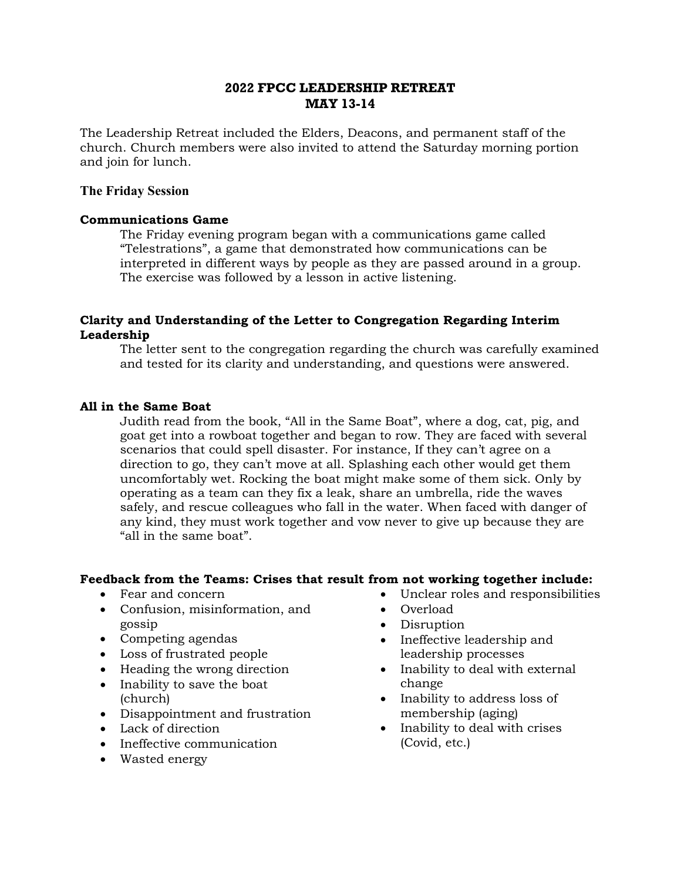# 2022 FPCC LEADERSHIP RETREAT
# MAY 13-14

The Leadership Retreat included the Elders, Deacons, and permanent staff of the church. Church members were also invited to attend the Saturday morning portion and join for lunch.

## The Friday Session

### Communications Game

The Friday evening program began with a communications game called "Telestrations", a game that demonstrated how communications can be interpreted in different ways by people as they are passed around in a group. The exercise was followed by a lesson in active listening.

### Clarity and Understanding of the Letter to Congregation Regarding Interim Leadership

The letter sent to the congregation regarding the church was carefully examined and tested for its clarity and understanding, and questions were answered.

### All in the Same Boat

Judith read from the book, "All in the Same Boat", where a dog, cat, pig, and goat get into a rowboat together and began to row. They are faced with several scenarios that could spell disaster. For instance, If they can't agree on a direction to go, they can't move at all. Splashing each other would get them uncomfortably wet. Rocking the boat might make some of them sick. Only by operating as a team can they fix a leak, share an umbrella, ride the waves safely, and rescue colleagues who fall in the water. When faced with danger of any kind, they must work together and vow never to give up because they are "all in the same boat".

### Feedback from the Teams: Crises that result from not working together include:

- Fear and concern
- Confusion, misinformation, and gossip
- Competing agendas
- Loss of frustrated people
- Heading the wrong direction
- Inability to save the boat (church)
- Disappointment and frustration
- Lack of direction
- Ineffective communication
- Wasted energy
- Unclear roles and responsibilities
- Overload
- Disruption
- Ineffective leadership and leadership processes
- Inability to deal with external change
- Inability to address loss of membership (aging)
- Inability to deal with crises (Covid, etc.)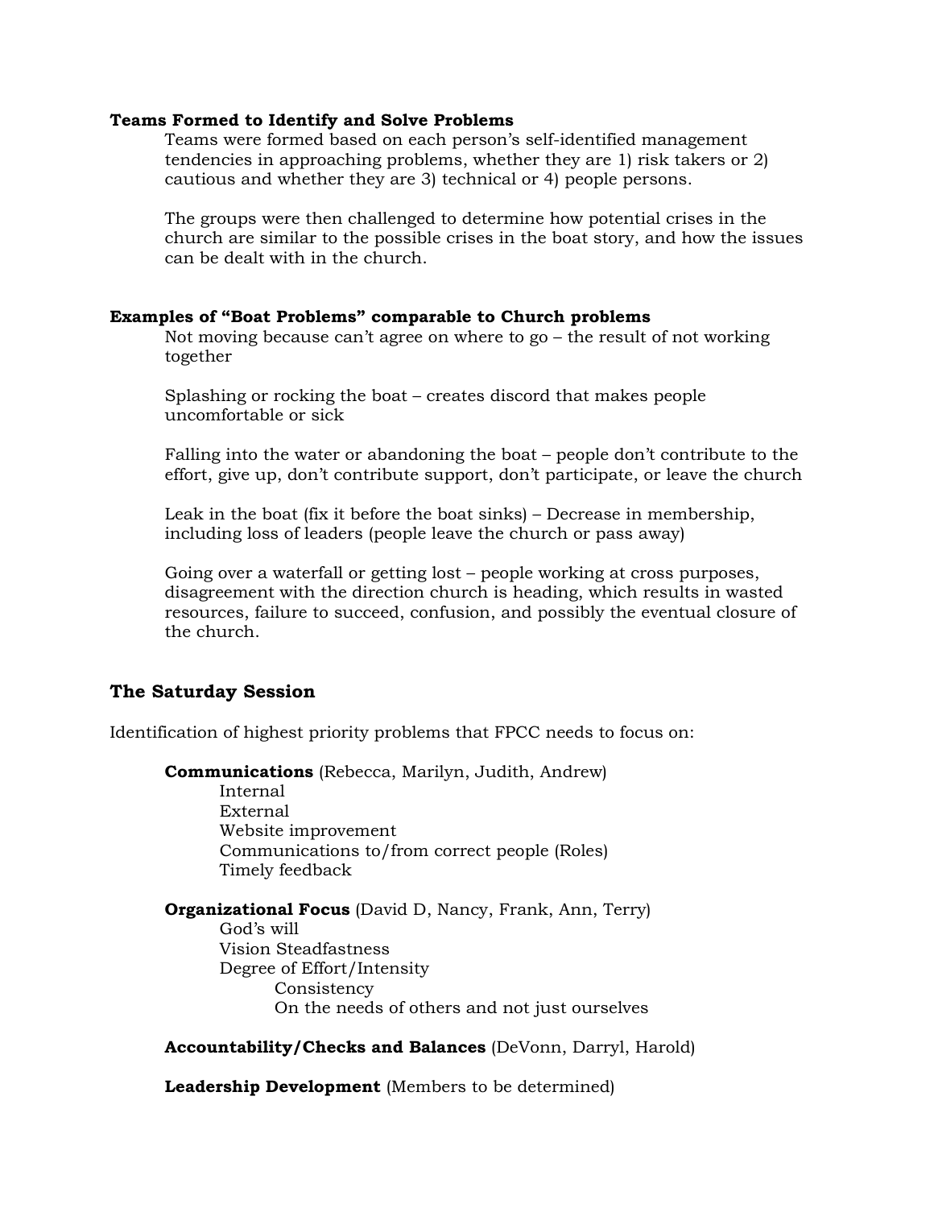**Teams Formed to Identify and Solve Problems**

Teams were formed based on each person's self-identified management tendencies in approaching problems, whether they are 1) risk takers or 2) cautious and whether they are 3) technical or 4) people persons.

The groups were then challenged to determine how potential crises in the church are similar to the possible crises in the boat story, and how the issues can be dealt with in the church.

**Examples of "Boat Problems" comparable to Church problems**

Not moving because can't agree on where to go – the result of not working together

Splashing or rocking the boat – creates discord that makes people uncomfortable or sick

Falling into the water or abandoning the boat – people don't contribute to the effort, give up, don't contribute support, don't participate, or leave the church

Leak in the boat (fix it before the boat sinks) – Decrease in membership, including loss of leaders (people leave the church or pass away)

Going over a waterfall or getting lost – people working at cross purposes, disagreement with the direction church is heading, which results in wasted resources, failure to succeed, confusion, and possibly the eventual closure of the church.

## The Saturday Session

Identification of highest priority problems that FPCC needs to focus on:

**Communications** (Rebecca, Marilyn, Judith, Andrew)
- Internal
- External
- Website improvement
- Communications to/from correct people (Roles)
- Timely feedback

**Organizational Focus** (David D, Nancy, Frank, Ann, Terry)
- God's will
- Vision Steadfastness
- Degree of Effort/Intensity
  - Consistency
  - On the needs of others and not just ourselves

**Accountability/Checks and Balances** (DeVonn, Darryl, Harold)

**Leadership Development** (Members to be determined)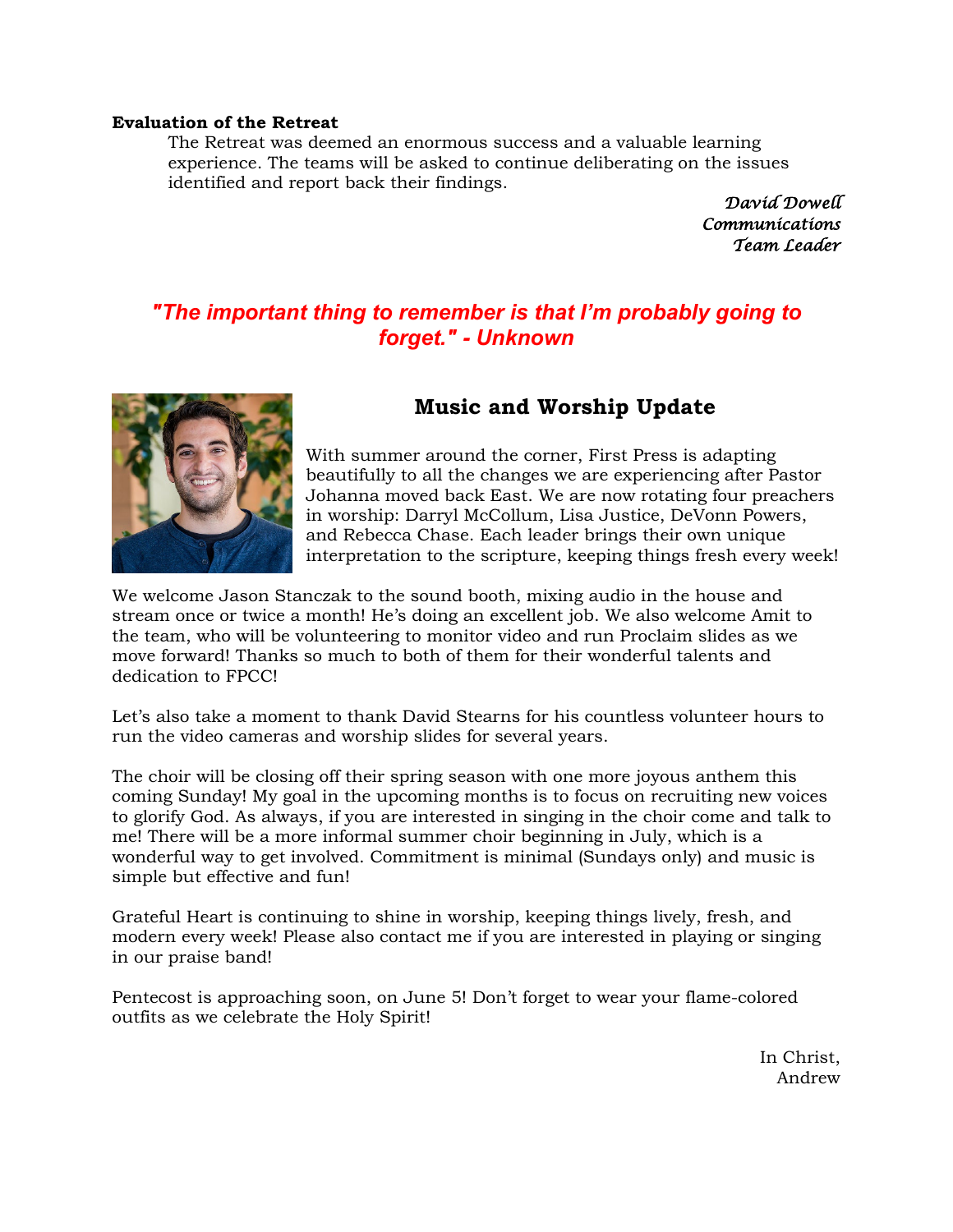**Evaluation of the Retreat**

The Retreat was deemed an enormous success and a valuable learning experience. The teams will be asked to continue deliberating on the issues identified and report back their findings.

*David Dowell*
*Communications*
*Team Leader*

***"The important thing to remember is that I'm probably going to forget." - Unknown***

## Music and Worship Update

With summer around the corner, First Press is adapting beautifully to all the changes we are experiencing after Pastor Johanna moved back East. We are now rotating four preachers in worship: Darryl McCollum, Lisa Justice, DeVonn Powers, and Rebecca Chase. Each leader brings their own unique interpretation to the scripture, keeping things fresh every week!

We welcome Jason Stanczak to the sound booth, mixing audio in the house and stream once or twice a month! He's doing an excellent job. We also welcome Amit to the team, who will be volunteering to monitor video and run Proclaim slides as we move forward! Thanks so much to both of them for their wonderful talents and dedication to FPCC!

Let's also take a moment to thank David Stearns for his countless volunteer hours to run the video cameras and worship slides for several years.

The choir will be closing off their spring season with one more joyous anthem this coming Sunday! My goal in the upcoming months is to focus on recruiting new voices to glorify God. As always, if you are interested in singing in the choir come and talk to me! There will be a more informal summer choir beginning in July, which is a wonderful way to get involved. Commitment is minimal (Sundays only) and music is simple but effective and fun!

Grateful Heart is continuing to shine in worship, keeping things lively, fresh, and modern every week! Please also contact me if you are interested in playing or singing in our praise band!

Pentecost is approaching soon, on June 5! Don't forget to wear your flame-colored outfits as we celebrate the Holy Spirit!

In Christ,
Andrew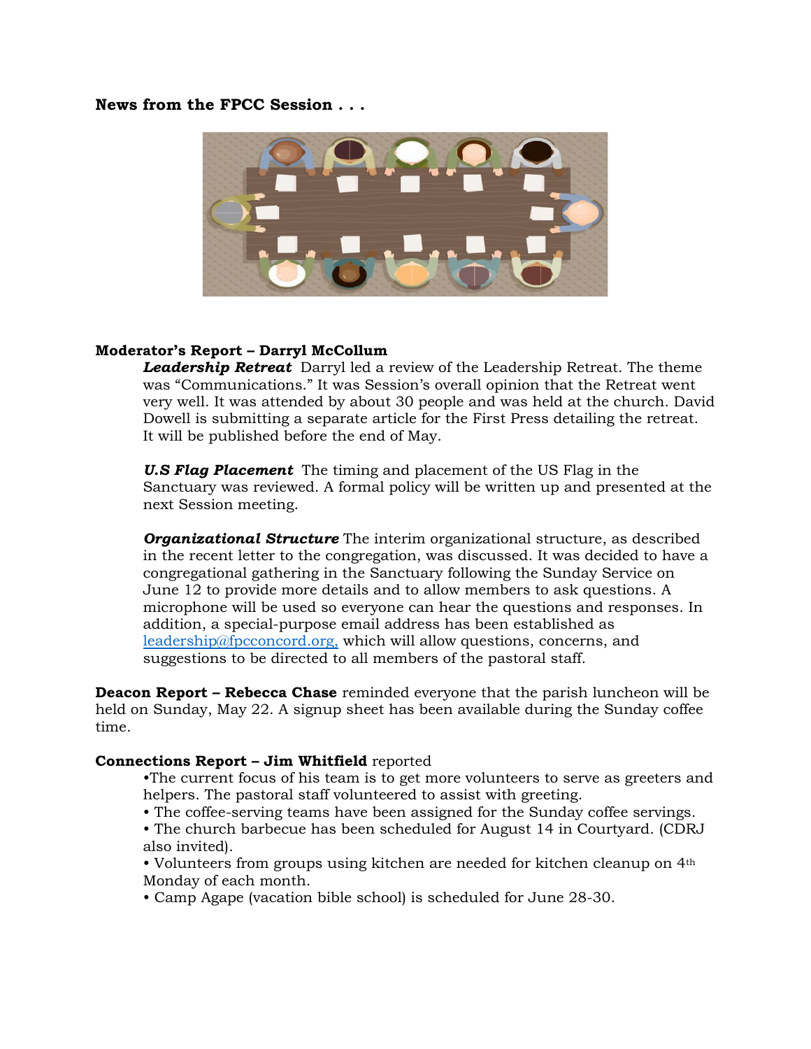**News from the FPCC Session . . .**

**Moderator's Report – Darryl McCollum**

***Leadership Retreat*** Darryl led a review of the Leadership Retreat. The theme was "Communications." It was Session's overall opinion that the Retreat went very well. It was attended by about 30 people and was held at the church. David Dowell is submitting a separate article for the First Press detailing the retreat. It will be published before the end of May.

***U.S Flag Placement*** The timing and placement of the US Flag in the Sanctuary was reviewed. A formal policy will be written up and presented at the next Session meeting.

***Organizational Structure*** The interim organizational structure, as described in the recent letter to the congregation, was discussed. It was decided to have a congregational gathering in the Sanctuary following the Sunday Service on June 12 to provide more details and to allow members to ask questions. A microphone will be used so everyone can hear the questions and responses. In addition, a special-purpose email address has been established as leadership@fpcconcord.org, which will allow questions, concerns, and suggestions to be directed to all members of the pastoral staff.

**Deacon Report – Rebecca Chase** reminded everyone that the parish luncheon will be held on Sunday, May 22. A signup sheet has been available during the Sunday coffee time.

**Connections Report – Jim Whitfield** reported

- The current focus of his team is to get more volunteers to serve as greeters and helpers. The pastoral staff volunteered to assist with greeting.
- The coffee-serving teams have been assigned for the Sunday coffee servings.
- The church barbecue has been scheduled for August 14 in Courtyard. (CDRJ also invited).
- Volunteers from groups using kitchen are needed for kitchen cleanup on 4th Monday of each month.
- Camp Agape (vacation bible school) is scheduled for June 28-30.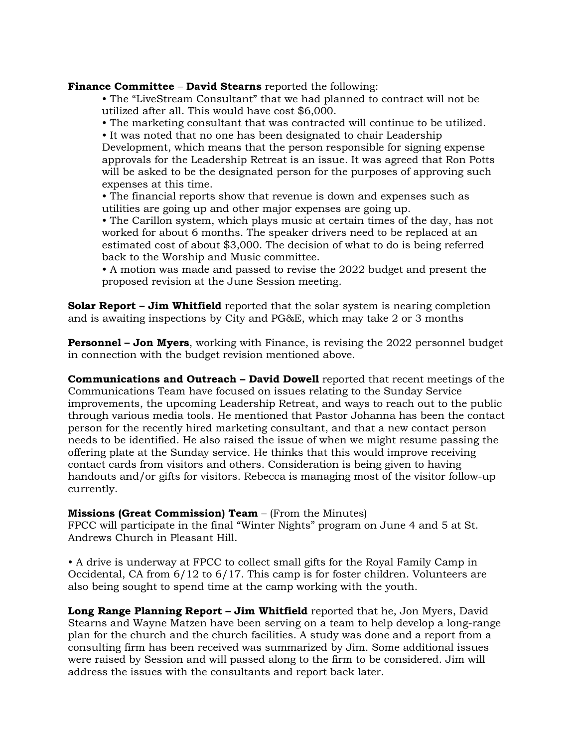**Finance Committee** – **David Stearns** reported the following:

- The "LiveStream Consultant" that we had planned to contract will not be utilized after all. This would have cost $6,000.
- The marketing consultant that was contracted will continue to be utilized.
- It was noted that no one has been designated to chair Leadership Development, which means that the person responsible for signing expense approvals for the Leadership Retreat is an issue. It was agreed that Ron Potts will be asked to be the designated person for the purposes of approving such expenses at this time.
- The financial reports show that revenue is down and expenses such as utilities are going up and other major expenses are going up.
- The Carillon system, which plays music at certain times of the day, has not worked for about 6 months. The speaker drivers need to be replaced at an estimated cost of about $3,000. The decision of what to do is being referred back to the Worship and Music committee.
- A motion was made and passed to revise the 2022 budget and present the proposed revision at the June Session meeting.

**Solar Report – Jim Whitfield** reported that the solar system is nearing completion and is awaiting inspections by City and PG&E, which may take 2 or 3 months

**Personnel – Jon Myers**, working with Finance, is revising the 2022 personnel budget in connection with the budget revision mentioned above.

**Communications and Outreach – David Dowell** reported that recent meetings of the Communications Team have focused on issues relating to the Sunday Service improvements, the upcoming Leadership Retreat, and ways to reach out to the public through various media tools. He mentioned that Pastor Johanna has been the contact person for the recently hired marketing consultant, and that a new contact person needs to be identified. He also raised the issue of when we might resume passing the offering plate at the Sunday service. He thinks that this would improve receiving contact cards from visitors and others. Consideration is being given to having handouts and/or gifts for visitors. Rebecca is managing most of the visitor follow-up currently.

**Missions (Great Commission) Team** – (From the Minutes)
FPCC will participate in the final "Winter Nights" program on June 4 and 5 at St. Andrews Church in Pleasant Hill.

- A drive is underway at FPCC to collect small gifts for the Royal Family Camp in Occidental, CA from 6/12 to 6/17. This camp is for foster children. Volunteers are also being sought to spend time at the camp working with the youth.

**Long Range Planning Report – Jim Whitfield** reported that he, Jon Myers, David Stearns and Wayne Matzen have been serving on a team to help develop a long-range plan for the church and the church facilities. A study was done and a report from a consulting firm has been received was summarized by Jim. Some additional issues were raised by Session and will passed along to the firm to be considered. Jim will address the issues with the consultants and report back later.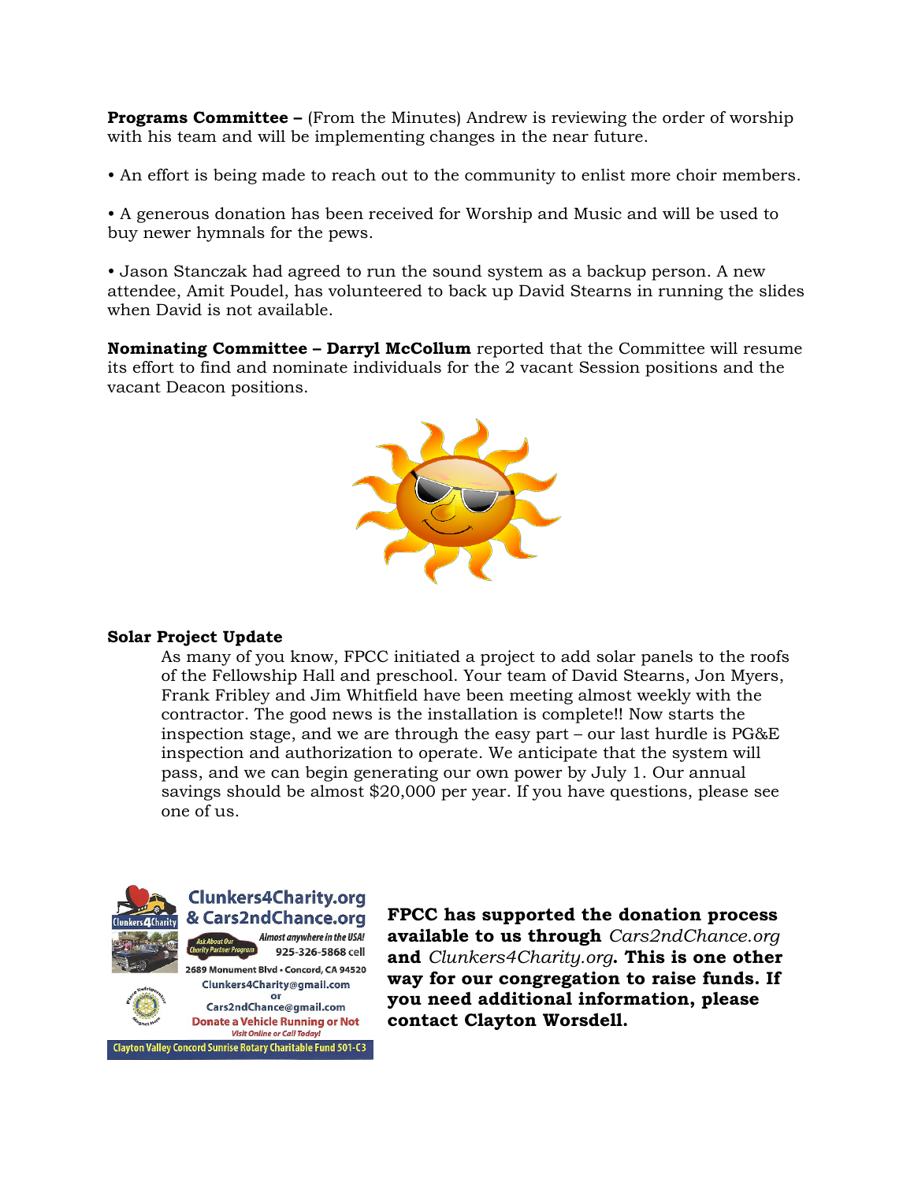**Programs Committee –** (From the Minutes) Andrew is reviewing the order of worship with his team and will be implementing changes in the near future.

• An effort is being made to reach out to the community to enlist more choir members.

• A generous donation has been received for Worship and Music and will be used to buy newer hymnals for the pews.

• Jason Stanczak had agreed to run the sound system as a backup person. A new attendee, Amit Poudel, has volunteered to back up David Stearns in running the slides when David is not available.

**Nominating Committee – Darryl McCollum** reported that the Committee will resume its effort to find and nominate individuals for the 2 vacant Session positions and the vacant Deacon positions.

**Solar Project Update**

As many of you know, FPCC initiated a project to add solar panels to the roofs of the Fellowship Hall and preschool. Your team of David Stearns, Jon Myers, Frank Fribley and Jim Whitfield have been meeting almost weekly with the contractor. The good news is the installation is complete!! Now starts the inspection stage, and we are through the easy part – our last hurdle is PG&E inspection and authorization to operate. We anticipate that the system will pass, and we can begin generating our own power by July 1. Our annual savings should be almost $20,000 per year. If you have questions, please see one of us.

Clunkers4Charity.org & Cars2ndChance.org
Almost anywhere in the USA!
Ask About Our Charity Partner Program
925-326-5868 cell
2689 Monument Blvd • Concord, CA 94520
Clunkers4Charity@gmail.com
or
Cars2ndChance@gmail.com
Donate a Vehicle Running or Not
Visit Online or Call Today!
Clayton Valley Concord Sunrise Rotary Charitable Fund 501-C3

**FPCC has supported the donation process available to us through *Cars2ndChance.org* and *Clunkers4Charity.org*. This is one other way for our congregation to raise funds. If you need additional information, please contact Clayton Worsdell.**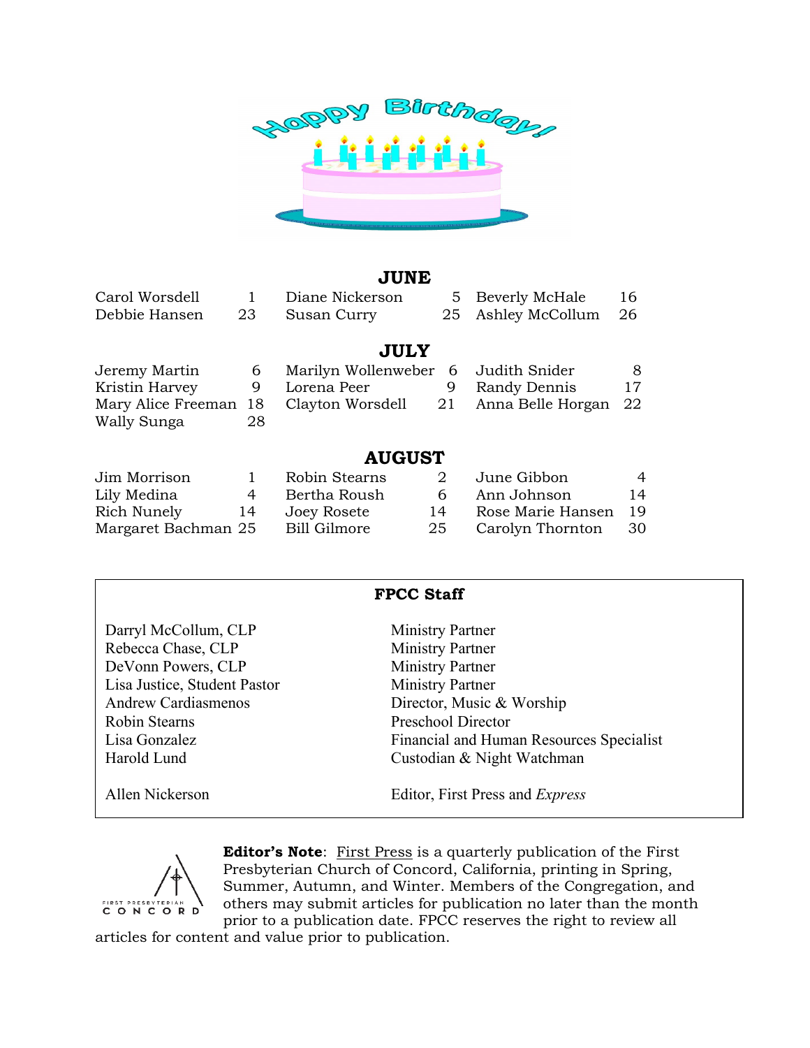Happy Birthday!

## JUNE

| | | | | | |
|---|---|---|---|---|---|
| Carol Worsdell | 1 | Diane Nickerson | 5 | Beverly McHale | 16 |
| Debbie Hansen | 23 | Susan Curry | 25 | Ashley McCollum | 26 |

## JULY

| | | | | | |
|---|---|---|---|---|---|
| Jeremy Martin | 6 | Marilyn Wollenweber | 6 | Judith Snider | 8 |
| Kristin Harvey | 9 | Lorena Peer | 9 | Randy Dennis | 17 |
| Mary Alice Freeman | 18 | Clayton Worsdell | 21 | Anna Belle Horgan | 22 |
| Wally Sunga | 28 | | | | |

## AUGUST

| | | | | | |
|---|---|---|---|---|---|
| Jim Morrison | 1 | Robin Stearns | 2 | June Gibbon | 4 |
| Lily Medina | 4 | Bertha Roush | 6 | Ann Johnson | 14 |
| Rich Nunely | 14 | Joey Rosete | 14 | Rose Marie Hansen | 19 |
| Margaret Bachman | 25 | Bill Gilmore | 25 | Carolyn Thornton | 30 |

## FPCC Staff

| | |
|---|---|
| Darryl McCollum, CLP | Ministry Partner |
| Rebecca Chase, CLP | Ministry Partner |
| DeVonn Powers, CLP | Ministry Partner |
| Lisa Justice, Student Pastor | Ministry Partner |
| Andrew Cardiasmenos | Director, Music & Worship |
| Robin Stearns | Preschool Director |
| Lisa Gonzalez | Financial and Human Resources Specialist |
| Harold Lund | Custodian & Night Watchman |
| Allen Nickerson | Editor, First Press and *Express* |

FIRST PRESBYTERIAN CONCORD

**Editor's Note**: First Press is a quarterly publication of the First Presbyterian Church of Concord, California, printing in Spring, Summer, Autumn, and Winter. Members of the Congregation, and others may submit articles for publication no later than the month prior to a publication date. FPCC reserves the right to review all articles for content and value prior to publication.